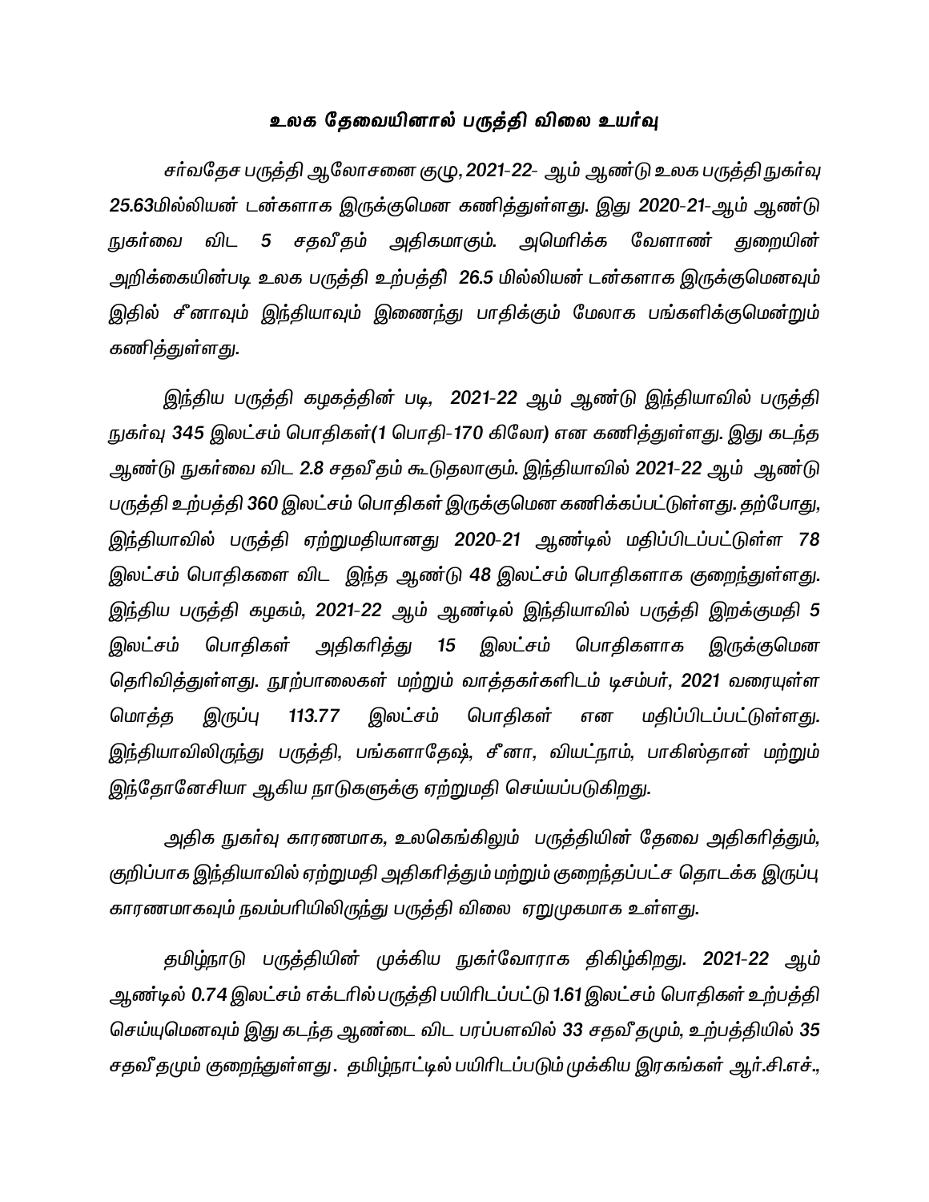# உலக தேவையினால் பருத்தி விலை உயர்வு

*சர்வதேச பருத்தி ஆலோசனை குழு, **2021-22**- ஆம் ஆண்டு உலக பருத்தி நுகர்வு **25.63**மில்லியன் டன்களாக இருக்குமென கணித்துள்ளது. இது **2020-21**-ஆம் ஆண்டு நுகர்வை விட **5** சதவீதம் அதிகமாகும். அமெரிக்க வேளாண் துறையின் அறிக்கையின்படி உலக பருத்தி உற்பத்தி **26.5** மில்லியன் டன்களாக இருக்குமெனவும் இதில் சீனாவும் இந்தியாவும் இணைந்து பாதிக்கும் மேலாக பங்களிக்குமென்றும் கணித்துள்ளது.*

*இந்திய பருத்தி கழகத்தின் படி, **2021-22** ஆம் ஆண்டு இந்தியாவில் பருத்தி நுகர்வு **345** இலட்சம் பொதிகள்(**1** பொதி-**170** கிலோ) என கணித்துள்ளது. இது கடந்த ஆண்டு நுகர்வை விட **2.8** சதவீதம் கூடுதலாகும். இந்தியாவில் **2021-22** ஆம் ஆண்டு பருத்தி உற்பத்தி **360** இலட்சம் பொதிகள் இருக்குமென கணிக்கப்பட்டுள்ளது. தற்போது, இந்தியாவில் பருத்தி ஏற்றுமதியானது **2020-21** ஆண்டில் மதிப்பிடப்பட்டுள்ள **78** இலட்சம் பொதிகளை விட இந்த ஆண்டு **48** இலட்சம் பொதிகளாக குறைந்துள்ளது. இந்திய பருத்தி கழகம், **2021-22** ஆம் ஆண்டில் இந்தியாவில் பருத்தி இறக்குமதி **5** இலட்சம் பொதிகள் அதிகரித்து **15** இலட்சம் பொதிகளாக இருக்குமென தெரிவித்துள்ளது. நூற்பாலைகள் மற்றும் வாத்தகர்களிடம் டிசம்பர், **2021** வரையுள்ள மொத்த இருப்பு **113.77** இலட்சம் பொதிகள் என மதிப்பிடப்பட்டுள்ளது. இந்தியாவிலிருந்து பருத்தி, பங்களாதேஷ், சீனா, வியட்நாம், பாகிஸ்தான் மற்றும் இந்தோனேசியா ஆகிய நாடுகளுக்கு ஏற்றுமதி செய்யப்படுகிறது.*

*அதிக நுகர்வு காரணமாக, உலகெங்கிலும் பருத்தியின் தேவை அதிகரித்தும், குறிப்பாக இந்தியாவில் ஏற்றுமதி அதிகரித்தும் மற்றும் குறைந்தப்பட்ச தொடக்க இருப்பு காரணமாகவும் நவம்பரியிலிருந்து பருத்தி விலை ஏறுமுகமாக உள்ளது.*

*தமிழ்நாடு பருத்தியின் முக்கிய நுகர்வோராக திகிழ்கிறது. **2021-22** ஆம் ஆண்டில் **0.74** இலட்சம் எக்டரில் பருத்தி பயிரிடப்பட்டு **1.61** இலட்சம் பொதிகள் உற்பத்தி செய்யுமெனவும் இது கடந்த ஆண்டை விட பரப்பளவில் **33** சதவீதமும், உற்பத்தியில் **35** சதவீதமும் குறைந்துள்ளது. தமிழ்நாட்டில் பயிரிடப்படும் முக்கிய இரகங்கள் ஆர்.சி.எச்.,*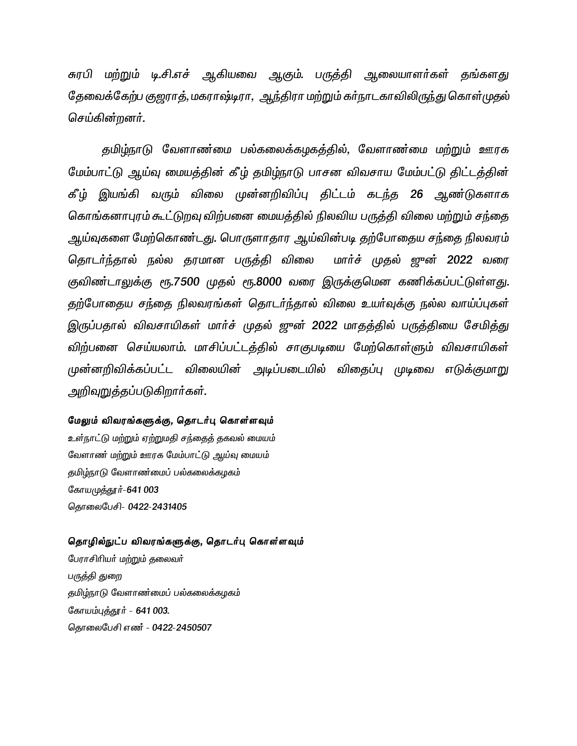சுரபி மற்றும் டி.சி.எச் ஆகியவை ஆகும். பருத்தி ஆலையாளர்கள் தங்களது தேவைக்கேற்ப குஜராத், மகராஷ்டிரா, ஆந்திரா மற்றும் கர்நாடகாவிலிருந்து கொள்முதல் செய்கின்றனர்.

தமிழ்நாடு வேளாண்மை பல்கலைக்கழகத்தில், வேளாண்மை மற்றும் ஊரக மேம்பாட்டு ஆய்வு மையத்தின் கீழ் தமிழ்நாடு பாசன விவசாய மேம்பட்டு திட்டத்தின் கீழ் இயங்கி வரும் விலை முன்னறிவிப்பு திட்டம் கடந்த 26 ஆண்டுகளாக கொங்கனாபுரம் கூட்டுறவு விற்பனை மையத்தில் நிலவிய பருத்தி விலை மற்றும் சந்தை ஆய்வுகளை மேற்கொண்டது. பொருளாதார ஆய்வின்படி தற்போதைய சந்தை நிலவரம் தொடர்ந்தால் நல்ல தரமான பருத்தி விலை மார்ச் முதல் ஜுன் 2022 வரை குவிண்டாலுக்கு ரூ.7500 முதல் ரூ.8000 வரை இருக்குமென கணிக்கப்பட்டுள்ளது. தற்போதைய சந்தை நிலவரங்கள் தொடர்ந்தால் விலை உயர்வுக்கு நல்ல வாய்ப்புகள் இருப்பதால் விவசாயிகள் மார்ச் முதல் ஜுன் 2022 மாதத்தில் பருத்தியை சேமித்து விற்பனை செய்யலாம். மாசிப்பட்டத்தில் சாகுபடியை மேற்கொள்ளும் விவசாயிகள் முன்னறிவிக்கப்பட்ட விலையின் அடிப்படையில் விதைப்பு முடிவை எடுக்குமாறு அறிவுறுத்தப்படுகிறார்கள்.

**மேலும் விவரங்களுக்கு, தொடர்பு கொள்ளவும்**

உள்நாட்டு மற்றும் ஏற்றுமதி சந்தைத் தகவல் மையம்
வேளாண் மற்றும் ஊரக மேம்பாட்டு ஆய்வு மையம்
தமிழ்நாடு வேளாண்மைப் பல்கலைக்கழகம்
கோயமுத்தூர்-641 003
தொலைபேசி- 0422-2431405

**தொழில்நுட்ப விவரங்களுக்கு, தொடர்பு கொள்ளவும்**

பேராசிரியர் மற்றும் தலைவர்
பருத்தி துறை
தமிழ்நாடு வேளாண்மைப் பல்கலைக்கழகம்
கோயம்புத்தூர் - 641 003.
தொலைபேசி எண் - 0422-2450507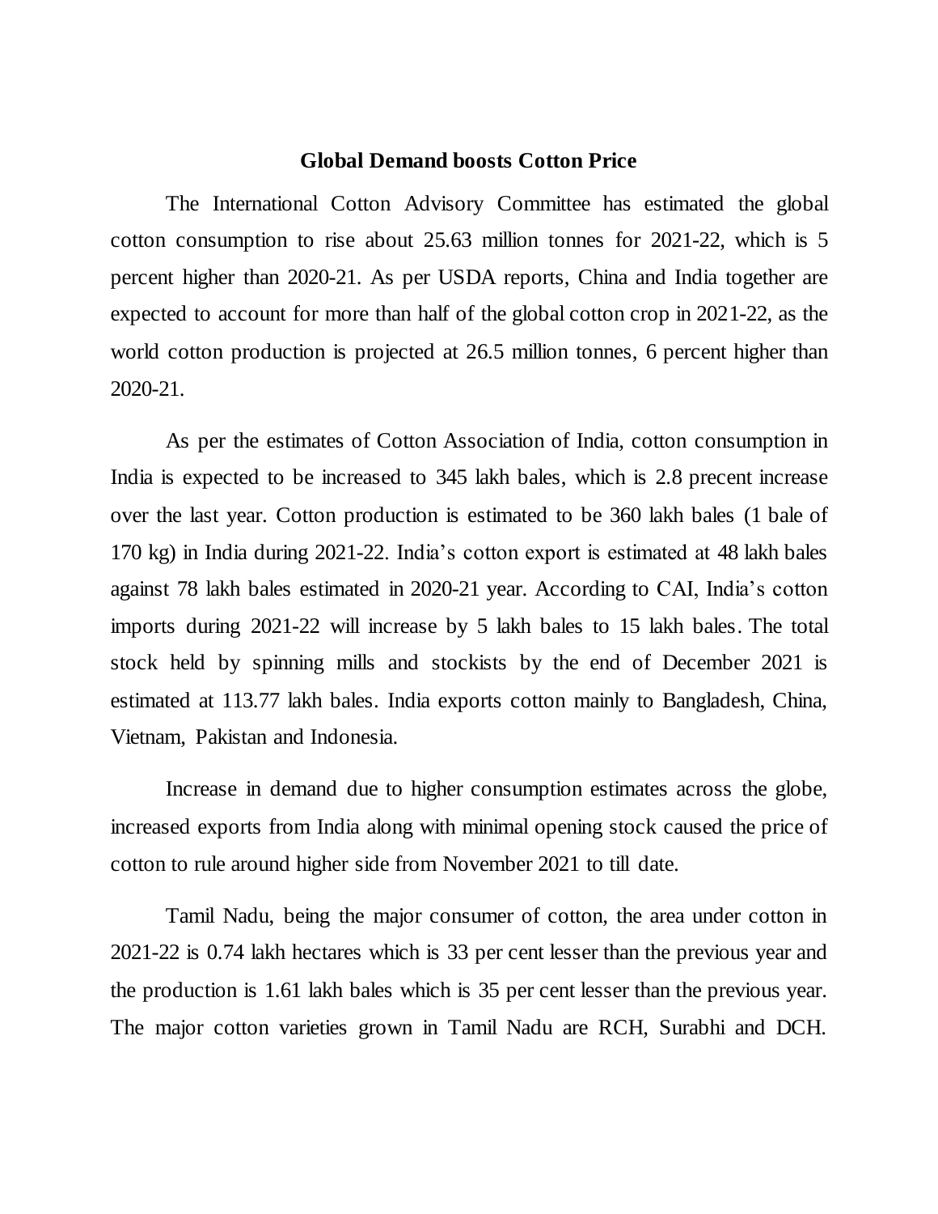**Global Demand boosts Cotton Price**

The International Cotton Advisory Committee has estimated the global cotton consumption to rise about 25.63 million tonnes for 2021-22, which is 5 percent higher than 2020-21. As per USDA reports, China and India together are expected to account for more than half of the global cotton crop in 2021-22, as the world cotton production is projected at 26.5 million tonnes, 6 percent higher than 2020-21.

As per the estimates of Cotton Association of India, cotton consumption in India is expected to be increased to 345 lakh bales, which is 2.8 precent increase over the last year. Cotton production is estimated to be 360 lakh bales (1 bale of 170 kg) in India during 2021-22. India's cotton export is estimated at 48 lakh bales against 78 lakh bales estimated in 2020-21 year. According to CAI, India's cotton imports during 2021-22 will increase by 5 lakh bales to 15 lakh bales. The total stock held by spinning mills and stockists by the end of December 2021 is estimated at 113.77 lakh bales. India exports cotton mainly to Bangladesh, China, Vietnam, Pakistan and Indonesia.

Increase in demand due to higher consumption estimates across the globe, increased exports from India along with minimal opening stock caused the price of cotton to rule around higher side from November 2021 to till date.

Tamil Nadu, being the major consumer of cotton, the area under cotton in 2021-22 is 0.74 lakh hectares which is 33 per cent lesser than the previous year and the production is 1.61 lakh bales which is 35 per cent lesser than the previous year. The major cotton varieties grown in Tamil Nadu are RCH, Surabhi and DCH.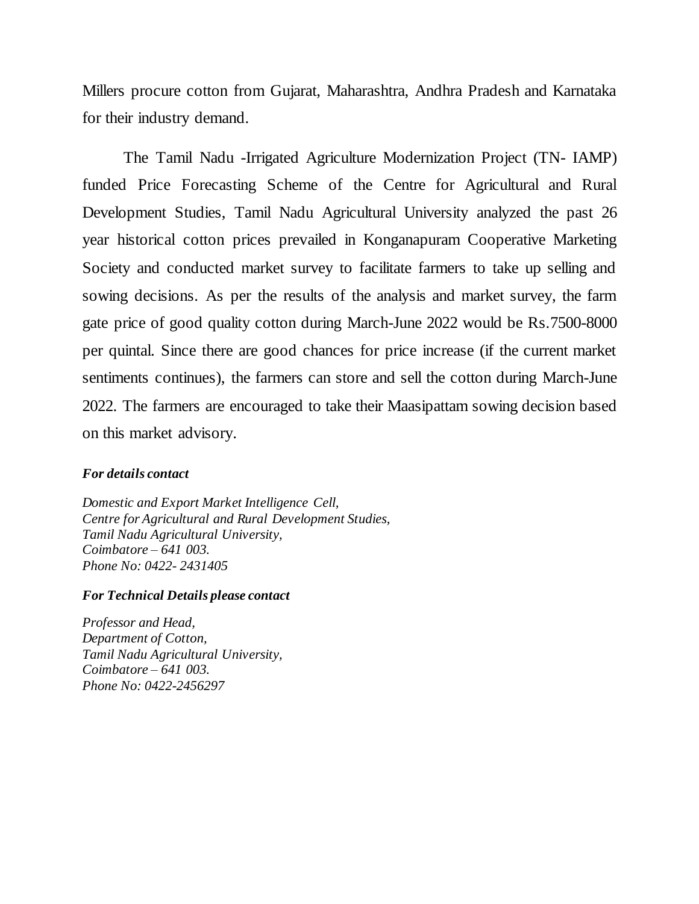Millers procure cotton from Gujarat, Maharashtra, Andhra Pradesh and Karnataka for their industry demand.

The Tamil Nadu -Irrigated Agriculture Modernization Project (TN- IAMP) funded Price Forecasting Scheme of the Centre for Agricultural and Rural Development Studies, Tamil Nadu Agricultural University analyzed the past 26 year historical cotton prices prevailed in Konganapuram Cooperative Marketing Society and conducted market survey to facilitate farmers to take up selling and sowing decisions. As per the results of the analysis and market survey, the farm gate price of good quality cotton during March-June 2022 would be Rs.7500-8000 per quintal. Since there are good chances for price increase (if the current market sentiments continues), the farmers can store and sell the cotton during March-June 2022. The farmers are encouraged to take their Maasipattam sowing decision based on this market advisory.

***For details contact***

*Domestic and Export Market Intelligence Cell,*
*Centre for Agricultural and Rural Development Studies,*
*Tamil Nadu Agricultural University,*
*Coimbatore – 641 003.*
*Phone No: 0422- 2431405*

***For Technical Details please contact***

*Professor and Head,*
*Department of Cotton,*
*Tamil Nadu Agricultural University,*
*Coimbatore – 641 003.*
*Phone No: 0422-2456297*